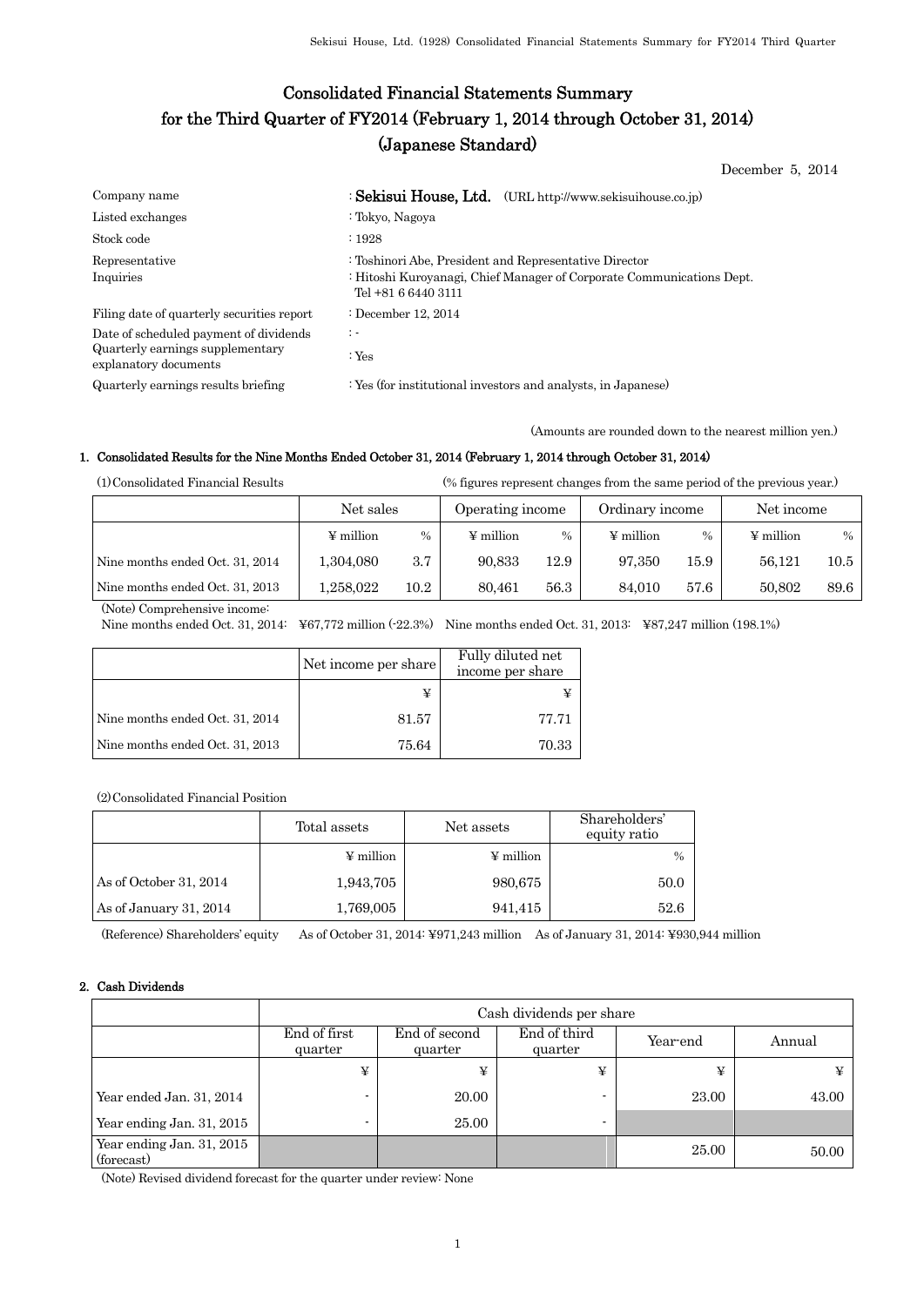# Consolidated Financial Statements Summary for the Third Quarter of FY2014 (February 1, 2014 through October 31, 2014) (Japanese Standard)

December 5, 2014

| | |
|---|---|
| Company name | : **Sekisui House, Ltd.** (URL http://www.sekisuihouse.co.jp) |
| Listed exchanges | : Tokyo, Nagoya |
| Stock code | : 1928 |
| Representative | : Toshinori Abe, President and Representative Director |
| Inquiries | : Hitoshi Kuroyanagi, Chief Manager of Corporate Communications Dept. Tel +81 6 6440 3111 |
| Filing date of quarterly securities report | : December 12, 2014 |
| Date of scheduled payment of dividends | : - |
| Quarterly earnings supplementary explanatory documents | : Yes |
| Quarterly earnings results briefing | : Yes (for institutional investors and analysts, in Japanese) |

(Amounts are rounded down to the nearest million yen.)

## 1. Consolidated Results for the Nine Months Ended October 31, 2014 (February 1, 2014 through October 31, 2014)

(1) Consolidated Financial Results (% figures represent changes from the same period of the previous year.)

| | Net sales | | Operating income | | Ordinary income | | Net income | |
|---|---|---|---|---|---|---|---|---|
| | ¥ million | % | ¥ million | % | ¥ million | % | ¥ million | % |
| Nine months ended Oct. 31, 2014 | 1,304,080 | 3.7 | 90,833 | 12.9 | 97,350 | 15.9 | 56,121 | 10.5 |
| Nine months ended Oct. 31, 2013 | 1,258,022 | 10.2 | 80,461 | 56.3 | 84,010 | 57.6 | 50,802 | 89.6 |

(Note) Comprehensive income:
Nine months ended Oct. 31, 2014: ¥67,772 million (-22.3%) Nine months ended Oct. 31, 2013: ¥87,247 million (198.1%)

| | Net income per share | Fully diluted net income per share |
|---|---|---|
| | ¥ | ¥ |
| Nine months ended Oct. 31, 2014 | 81.57 | 77.71 |
| Nine months ended Oct. 31, 2013 | 75.64 | 70.33 |

(2) Consolidated Financial Position

| | Total assets | Net assets | Shareholders' equity ratio |
|---|---|---|---|
| | ¥ million | ¥ million | % |
| As of October 31, 2014 | 1,943,705 | 980,675 | 50.0 |
| As of January 31, 2014 | 1,769,005 | 941,415 | 52.6 |

(Reference) Shareholders' equity As of October 31, 2014: ¥971,243 million As of January 31, 2014: ¥930,944 million

## 2. Cash Dividends

| | Cash dividends per share | | | | |
|---|---|---|---|---|---|
| | End of first quarter | End of second quarter | End of third quarter | Year-end | Annual |
| | ¥ | ¥ | ¥ | ¥ | ¥ |
| Year ended Jan. 31, 2014 | - | 20.00 | - | 23.00 | 43.00 |
| Year ending Jan. 31, 2015 | - | 25.00 | - | | |
| Year ending Jan. 31, 2015 (forecast) | | | | 25.00 | 50.00 |

(Note) Revised dividend forecast for the quarter under review: None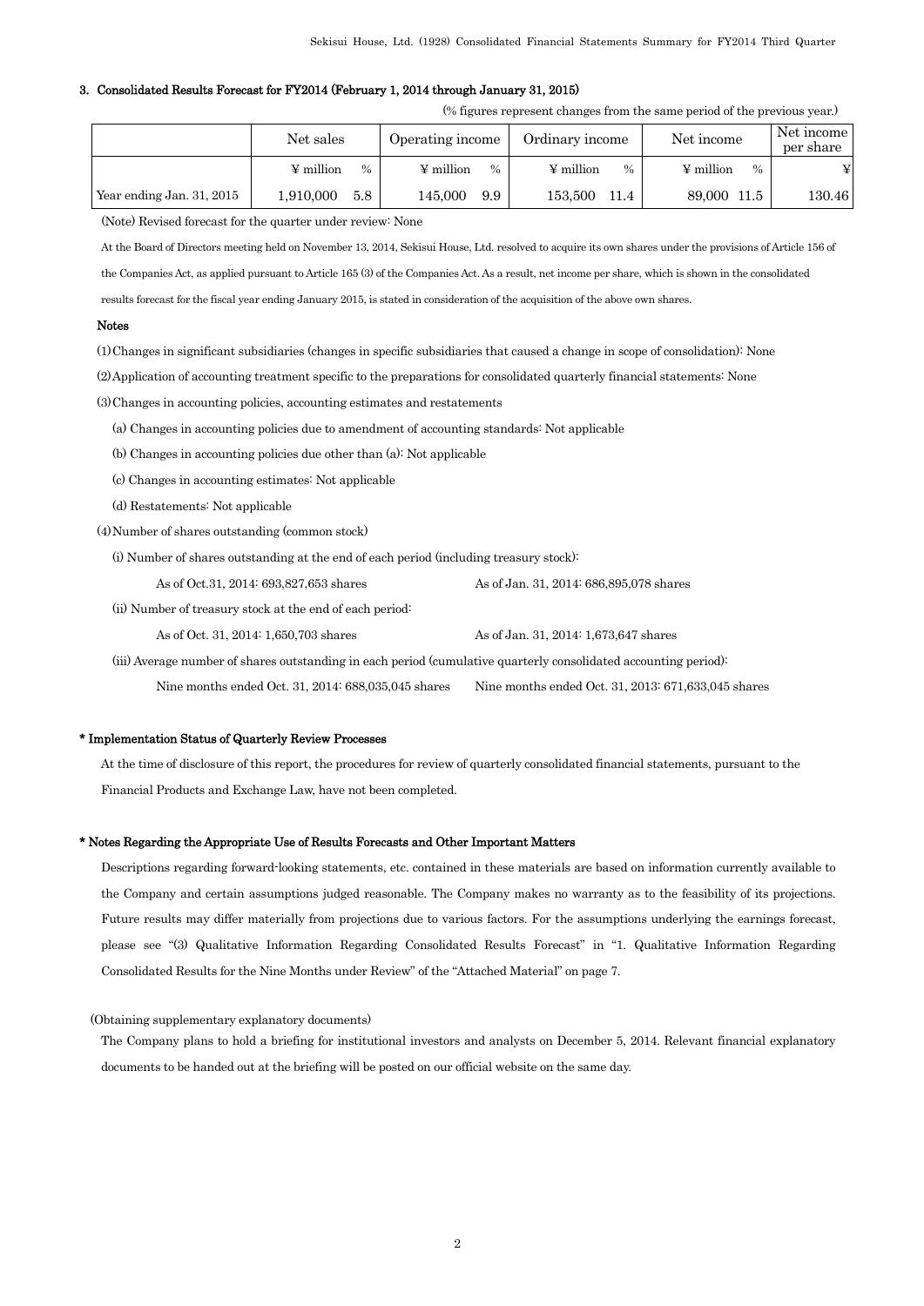### 3. Consolidated Results Forecast for FY2014 (February 1, 2014 through January 31, 2015)

(% figures represent changes from the same period of the previous year.)

| | Net sales | | Operating income | | Ordinary income | | Net income | | Net income per share |
|---|---|---|---|---|---|---|---|---|---|
| | ¥ million | % | ¥ million | % | ¥ million | % | ¥ million | % | ¥ |
| Year ending Jan. 31, 2015 | 1,910,000 | 5.8 | 145,000 | 9.9 | 153,500 | 11.4 | 89,000 | 11.5 | 130.46 |

(Note) Revised forecast for the quarter under review: None

At the Board of Directors meeting held on November 13, 2014, Sekisui House, Ltd. resolved to acquire its own shares under the provisions of Article 156 of the Companies Act, as applied pursuant to Article 165 (3) of the Companies Act. As a result, net income per share, which is shown in the consolidated results forecast for the fiscal year ending January 2015, is stated in consideration of the acquisition of the above own shares.

#### Notes

(1) Changes in significant subsidiaries (changes in specific subsidiaries that caused a change in scope of consolidation): None

(2) Application of accounting treatment specific to the preparations for consolidated quarterly financial statements: None

(3) Changes in accounting policies, accounting estimates and restatements

(a) Changes in accounting policies due to amendment of accounting standards: Not applicable

(b) Changes in accounting policies due other than (a): Not applicable

(c) Changes in accounting estimates: Not applicable

(d) Restatements: Not applicable

(4) Number of shares outstanding (common stock)

(i) Number of shares outstanding at the end of each period (including treasury stock):

As of Oct.31, 2014: 693,827,653 shares    As of Jan. 31, 2014: 686,895,078 shares

(ii) Number of treasury stock at the end of each period:

As of Oct. 31, 2014: 1,650,703 shares    As of Jan. 31, 2014: 1,673,647 shares

(iii) Average number of shares outstanding in each period (cumulative quarterly consolidated accounting period):

Nine months ended Oct. 31, 2014: 688,035,045 shares    Nine months ended Oct. 31, 2013: 671,633,045 shares

#### * Implementation Status of Quarterly Review Processes

At the time of disclosure of this report, the procedures for review of quarterly consolidated financial statements, pursuant to the Financial Products and Exchange Law, have not been completed.

#### * Notes Regarding the Appropriate Use of Results Forecasts and Other Important Matters

Descriptions regarding forward-looking statements, etc. contained in these materials are based on information currently available to the Company and certain assumptions judged reasonable. The Company makes no warranty as to the feasibility of its projections. Future results may differ materially from projections due to various factors. For the assumptions underlying the earnings forecast, please see "(3) Qualitative Information Regarding Consolidated Results Forecast" in "1. Qualitative Information Regarding Consolidated Results for the Nine Months under Review" of the "Attached Material" on page 7.

(Obtaining supplementary explanatory documents)

The Company plans to hold a briefing for institutional investors and analysts on December 5, 2014. Relevant financial explanatory documents to be handed out at the briefing will be posted on our official website on the same day.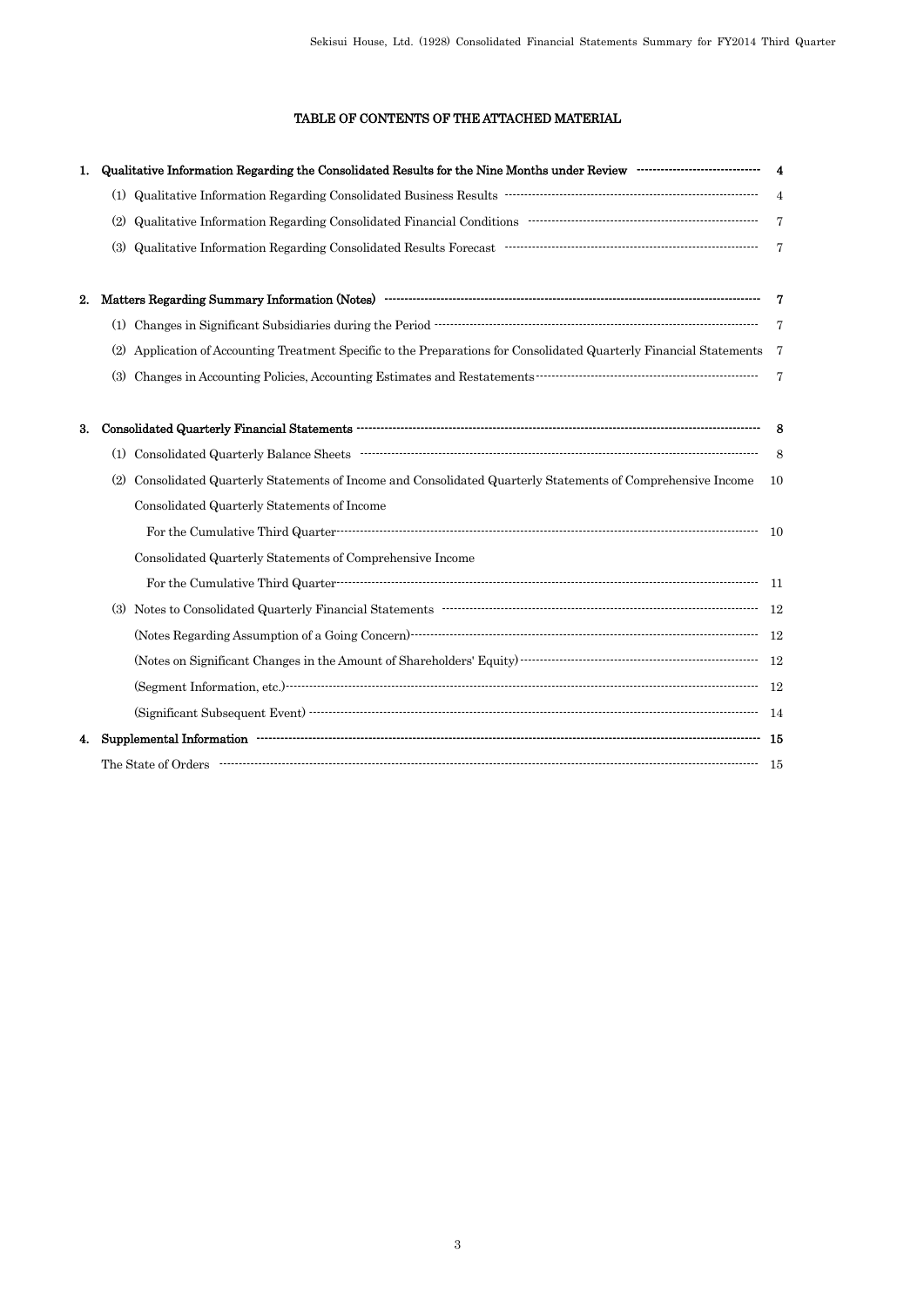# TABLE OF CONTENTS OF THE ATTACHED MATERIAL

**1. Qualitative Information Regarding the Consolidated Results for the Nine Months under Review** ······ **4**

- (1) Qualitative Information Regarding Consolidated Business Results ······ 4
- (2) Qualitative Information Regarding Consolidated Financial Conditions ······ 7
- (3) Qualitative Information Regarding Consolidated Results Forecast ······ 7

**2. Matters Regarding Summary Information (Notes)** ······ **7**

- (1) Changes in Significant Subsidiaries during the Period ······ 7
- (2) Application of Accounting Treatment Specific to the Preparations for Consolidated Quarterly Financial Statements 7
- (3) Changes in Accounting Policies, Accounting Estimates and Restatements ······ 7

**3. Consolidated Quarterly Financial Statements** ······ **8**

- (1) Consolidated Quarterly Balance Sheets ······ 8
- (2) Consolidated Quarterly Statements of Income and Consolidated Quarterly Statements of Comprehensive Income 10
  - Consolidated Quarterly Statements of Income
    - For the Cumulative Third Quarter ······ 10
  - Consolidated Quarterly Statements of Comprehensive Income
    - For the Cumulative Third Quarter ······ 11
- (3) Notes to Consolidated Quarterly Financial Statements ······ 12
  - (Notes Regarding Assumption of a Going Concern) ······ 12
  - (Notes on Significant Changes in the Amount of Shareholders' Equity) ······ 12
  - (Segment Information, etc.) ······ 12
  - (Significant Subsequent Event) ······ 14

**4. Supplemental Information** ······ **15**

- The State of Orders ······ 15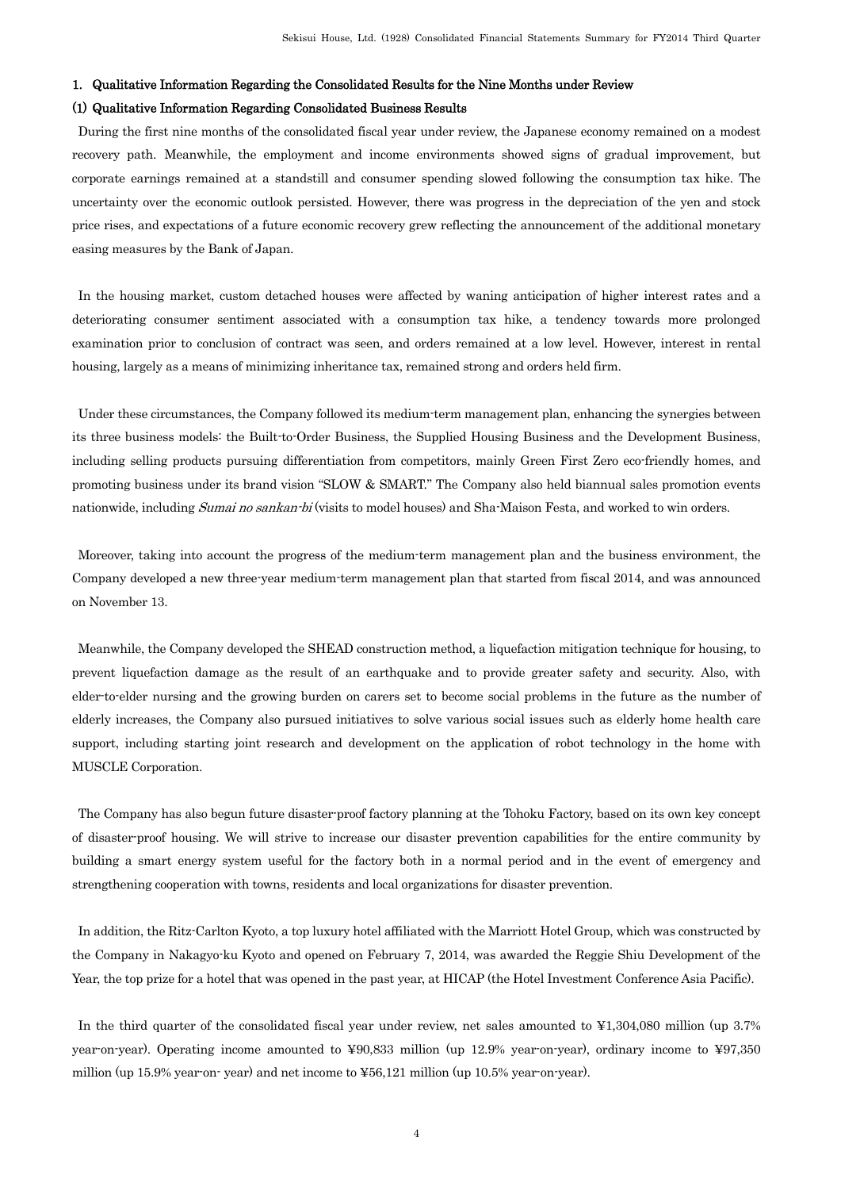## 1. Qualitative Information Regarding the Consolidated Results for the Nine Months under Review

### (1) Qualitative Information Regarding Consolidated Business Results

During the first nine months of the consolidated fiscal year under review, the Japanese economy remained on a modest recovery path. Meanwhile, the employment and income environments showed signs of gradual improvement, but corporate earnings remained at a standstill and consumer spending slowed following the consumption tax hike. The uncertainty over the economic outlook persisted. However, there was progress in the depreciation of the yen and stock price rises, and expectations of a future economic recovery grew reflecting the announcement of the additional monetary easing measures by the Bank of Japan.

In the housing market, custom detached houses were affected by waning anticipation of higher interest rates and a deteriorating consumer sentiment associated with a consumption tax hike, a tendency towards more prolonged examination prior to conclusion of contract was seen, and orders remained at a low level. However, interest in rental housing, largely as a means of minimizing inheritance tax, remained strong and orders held firm.

Under these circumstances, the Company followed its medium-term management plan, enhancing the synergies between its three business models: the Built-to-Order Business, the Supplied Housing Business and the Development Business, including selling products pursuing differentiation from competitors, mainly Green First Zero eco-friendly homes, and promoting business under its brand vision "SLOW & SMART." The Company also held biannual sales promotion events nationwide, including *Sumai no sankan-bi* (visits to model houses) and Sha-Maison Festa, and worked to win orders.

Moreover, taking into account the progress of the medium-term management plan and the business environment, the Company developed a new three-year medium-term management plan that started from fiscal 2014, and was announced on November 13.

Meanwhile, the Company developed the SHEAD construction method, a liquefaction mitigation technique for housing, to prevent liquefaction damage as the result of an earthquake and to provide greater safety and security. Also, with elder-to-elder nursing and the growing burden on carers set to become social problems in the future as the number of elderly increases, the Company also pursued initiatives to solve various social issues such as elderly home health care support, including starting joint research and development on the application of robot technology in the home with MUSCLE Corporation.

The Company has also begun future disaster-proof factory planning at the Tohoku Factory, based on its own key concept of disaster-proof housing. We will strive to increase our disaster prevention capabilities for the entire community by building a smart energy system useful for the factory both in a normal period and in the event of emergency and strengthening cooperation with towns, residents and local organizations for disaster prevention.

In addition, the Ritz-Carlton Kyoto, a top luxury hotel affiliated with the Marriott Hotel Group, which was constructed by the Company in Nakagyo-ku Kyoto and opened on February 7, 2014, was awarded the Reggie Shiu Development of the Year, the top prize for a hotel that was opened in the past year, at HICAP (the Hotel Investment Conference Asia Pacific).

In the third quarter of the consolidated fiscal year under review, net sales amounted to ¥1,304,080 million (up 3.7% year-on-year). Operating income amounted to ¥90,833 million (up 12.9% year-on-year), ordinary income to ¥97,350 million (up 15.9% year-on- year) and net income to ¥56,121 million (up 10.5% year-on-year).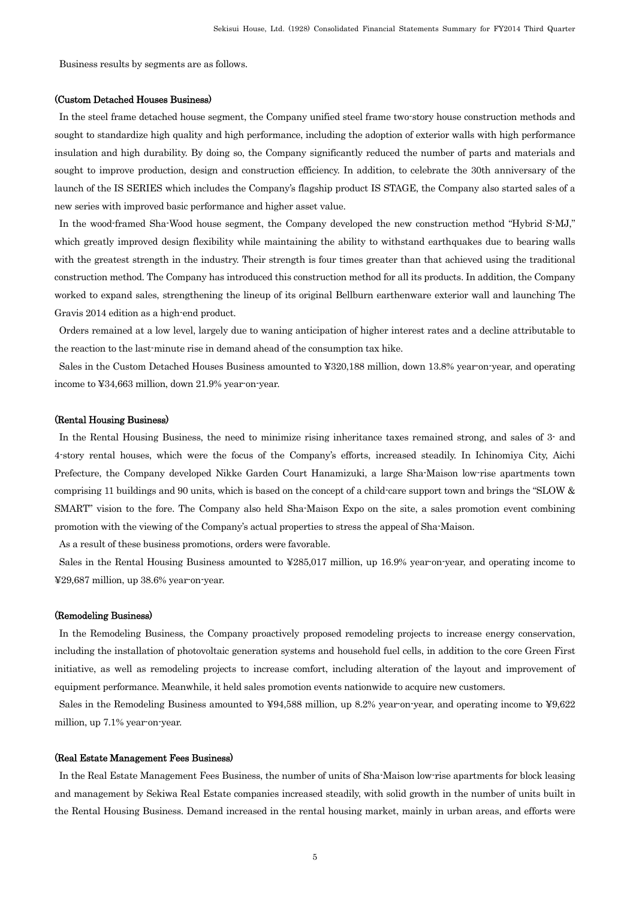Business results by segments are as follows.

### (Custom Detached Houses Business)

In the steel frame detached house segment, the Company unified steel frame two-story house construction methods and sought to standardize high quality and high performance, including the adoption of exterior walls with high performance insulation and high durability. By doing so, the Company significantly reduced the number of parts and materials and sought to improve production, design and construction efficiency. In addition, to celebrate the 30th anniversary of the launch of the IS SERIES which includes the Company's flagship product IS STAGE, the Company also started sales of a new series with improved basic performance and higher asset value.

In the wood-framed Sha-Wood house segment, the Company developed the new construction method "Hybrid S-MJ," which greatly improved design flexibility while maintaining the ability to withstand earthquakes due to bearing walls with the greatest strength in the industry. Their strength is four times greater than that achieved using the traditional construction method. The Company has introduced this construction method for all its products. In addition, the Company worked to expand sales, strengthening the lineup of its original Bellburn earthenware exterior wall and launching The Gravis 2014 edition as a high-end product.

Orders remained at a low level, largely due to waning anticipation of higher interest rates and a decline attributable to the reaction to the last-minute rise in demand ahead of the consumption tax hike.

Sales in the Custom Detached Houses Business amounted to ¥320,188 million, down 13.8% year-on-year, and operating income to ¥34,663 million, down 21.9% year-on-year.

### (Rental Housing Business)

In the Rental Housing Business, the need to minimize rising inheritance taxes remained strong, and sales of 3- and 4-story rental houses, which were the focus of the Company's efforts, increased steadily. In Ichinomiya City, Aichi Prefecture, the Company developed Nikke Garden Court Hanamizuki, a large Sha-Maison low-rise apartments town comprising 11 buildings and 90 units, which is based on the concept of a child-care support town and brings the "SLOW & SMART" vision to the fore. The Company also held Sha-Maison Expo on the site, a sales promotion event combining promotion with the viewing of the Company's actual properties to stress the appeal of Sha-Maison.

As a result of these business promotions, orders were favorable.

Sales in the Rental Housing Business amounted to ¥285,017 million, up 16.9% year-on-year, and operating income to ¥29,687 million, up 38.6% year-on-year.

### (Remodeling Business)

In the Remodeling Business, the Company proactively proposed remodeling projects to increase energy conservation, including the installation of photovoltaic generation systems and household fuel cells, in addition to the core Green First initiative, as well as remodeling projects to increase comfort, including alteration of the layout and improvement of equipment performance. Meanwhile, it held sales promotion events nationwide to acquire new customers.

Sales in the Remodeling Business amounted to ¥94,588 million, up 8.2% year-on-year, and operating income to ¥9,622 million, up 7.1% year-on-year.

### (Real Estate Management Fees Business)

In the Real Estate Management Fees Business, the number of units of Sha-Maison low-rise apartments for block leasing and management by Sekiwa Real Estate companies increased steadily, with solid growth in the number of units built in the Rental Housing Business. Demand increased in the rental housing market, mainly in urban areas, and efforts were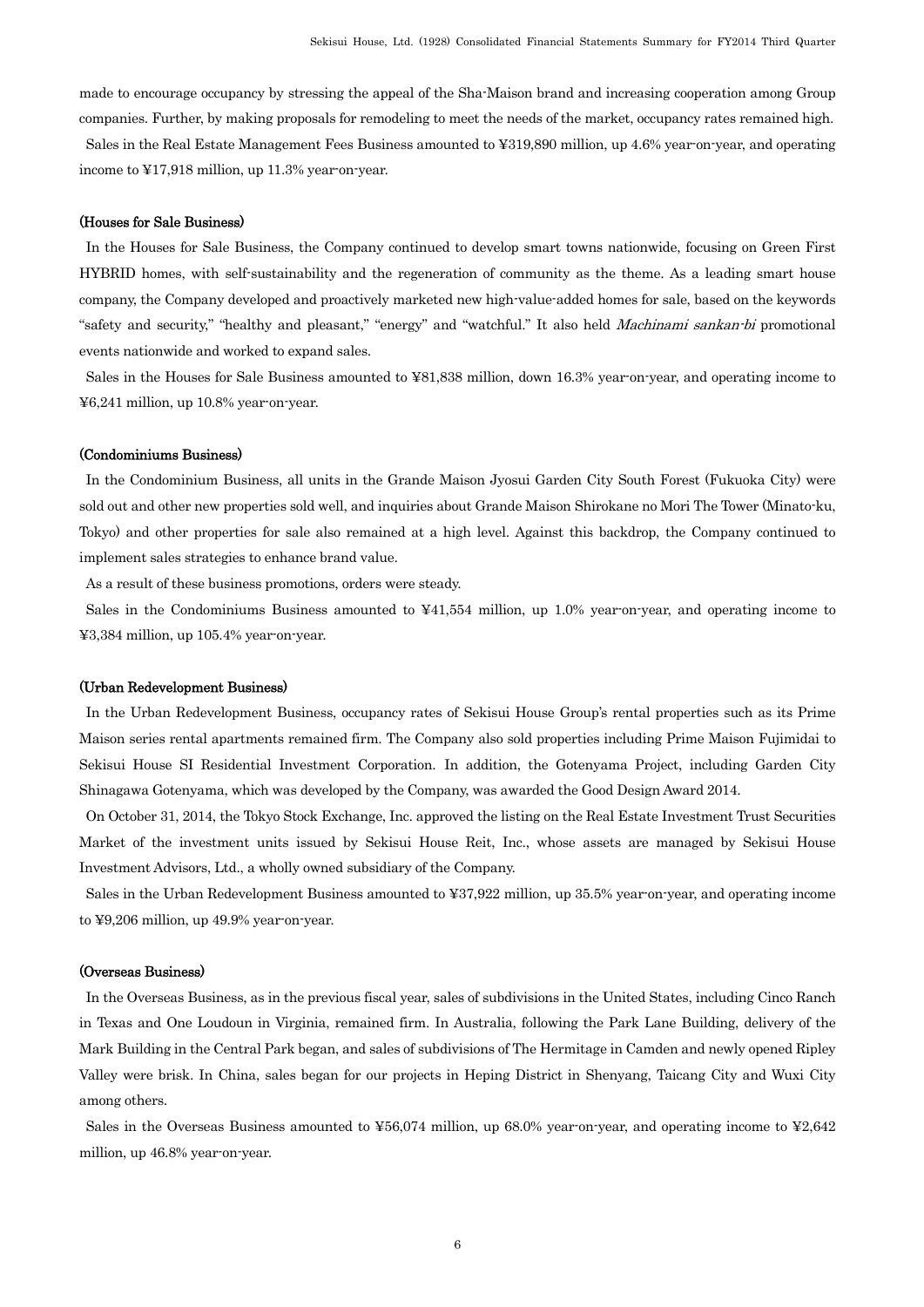made to encourage occupancy by stressing the appeal of the Sha-Maison brand and increasing cooperation among Group companies. Further, by making proposals for remodeling to meet the needs of the market, occupancy rates remained high.

Sales in the Real Estate Management Fees Business amounted to ¥319,890 million, up 4.6% year-on-year, and operating income to ¥17,918 million, up 11.3% year-on-year.

**(Houses for Sale Business)**

In the Houses for Sale Business, the Company continued to develop smart towns nationwide, focusing on Green First HYBRID homes, with self-sustainability and the regeneration of community as the theme. As a leading smart house company, the Company developed and proactively marketed new high-value-added homes for sale, based on the keywords "safety and security," "healthy and pleasant," "energy" and "watchful." It also held *Machinami sankan-bi* promotional events nationwide and worked to expand sales.

Sales in the Houses for Sale Business amounted to ¥81,838 million, down 16.3% year-on-year, and operating income to ¥6,241 million, up 10.8% year-on-year.

**(Condominiums Business)**

In the Condominium Business, all units in the Grande Maison Jyosui Garden City South Forest (Fukuoka City) were sold out and other new properties sold well, and inquiries about Grande Maison Shirokane no Mori The Tower (Minato-ku, Tokyo) and other properties for sale also remained at a high level. Against this backdrop, the Company continued to implement sales strategies to enhance brand value.

As a result of these business promotions, orders were steady.

Sales in the Condominiums Business amounted to ¥41,554 million, up 1.0% year-on-year, and operating income to ¥3,384 million, up 105.4% year-on-year.

**(Urban Redevelopment Business)**

In the Urban Redevelopment Business, occupancy rates of Sekisui House Group's rental properties such as its Prime Maison series rental apartments remained firm. The Company also sold properties including Prime Maison Fujimidai to Sekisui House SI Residential Investment Corporation. In addition, the Gotenyama Project, including Garden City Shinagawa Gotenyama, which was developed by the Company, was awarded the Good Design Award 2014.

On October 31, 2014, the Tokyo Stock Exchange, Inc. approved the listing on the Real Estate Investment Trust Securities Market of the investment units issued by Sekisui House Reit, Inc., whose assets are managed by Sekisui House Investment Advisors, Ltd., a wholly owned subsidiary of the Company.

Sales in the Urban Redevelopment Business amounted to ¥37,922 million, up 35.5% year-on-year, and operating income to ¥9,206 million, up 49.9% year-on-year.

**(Overseas Business)**

In the Overseas Business, as in the previous fiscal year, sales of subdivisions in the United States, including Cinco Ranch in Texas and One Loudoun in Virginia, remained firm. In Australia, following the Park Lane Building, delivery of the Mark Building in the Central Park began, and sales of subdivisions of The Hermitage in Camden and newly opened Ripley Valley were brisk. In China, sales began for our projects in Heping District in Shenyang, Taicang City and Wuxi City among others.

Sales in the Overseas Business amounted to ¥56,074 million, up 68.0% year-on-year, and operating income to ¥2,642 million, up 46.8% year-on-year.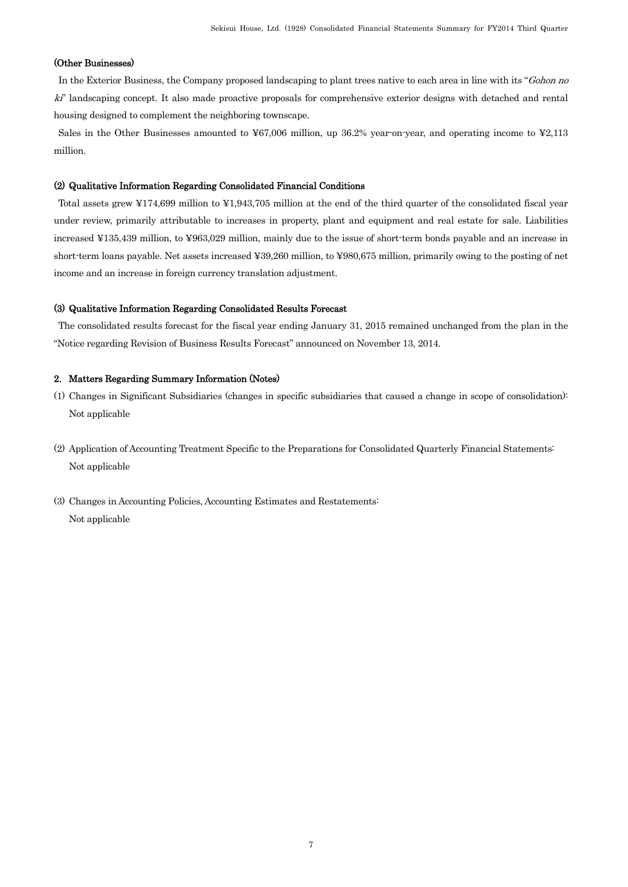#### (Other Businesses)

In the Exterior Business, the Company proposed landscaping to plant trees native to each area in line with its "*Gohon no ki*" landscaping concept. It also made proactive proposals for comprehensive exterior designs with detached and rental housing designed to complement the neighboring townscape.

Sales in the Other Businesses amounted to ¥67,006 million, up 36.2% year-on-year, and operating income to ¥2,113 million.

#### (2) Qualitative Information Regarding Consolidated Financial Conditions

Total assets grew ¥174,699 million to ¥1,943,705 million at the end of the third quarter of the consolidated fiscal year under review, primarily attributable to increases in property, plant and equipment and real estate for sale. Liabilities increased ¥135,439 million, to ¥963,029 million, mainly due to the issue of short-term bonds payable and an increase in short-term loans payable. Net assets increased ¥39,260 million, to ¥980,675 million, primarily owing to the posting of net income and an increase in foreign currency translation adjustment.

#### (3) Qualitative Information Regarding Consolidated Results Forecast

The consolidated results forecast for the fiscal year ending January 31, 2015 remained unchanged from the plan in the "Notice regarding Revision of Business Results Forecast" announced on November 13, 2014.

### 2. Matters Regarding Summary Information (Notes)

(1) Changes in Significant Subsidiaries (changes in specific subsidiaries that caused a change in scope of consolidation):
Not applicable

(2) Application of Accounting Treatment Specific to the Preparations for Consolidated Quarterly Financial Statements:
Not applicable

(3) Changes in Accounting Policies, Accounting Estimates and Restatements:
Not applicable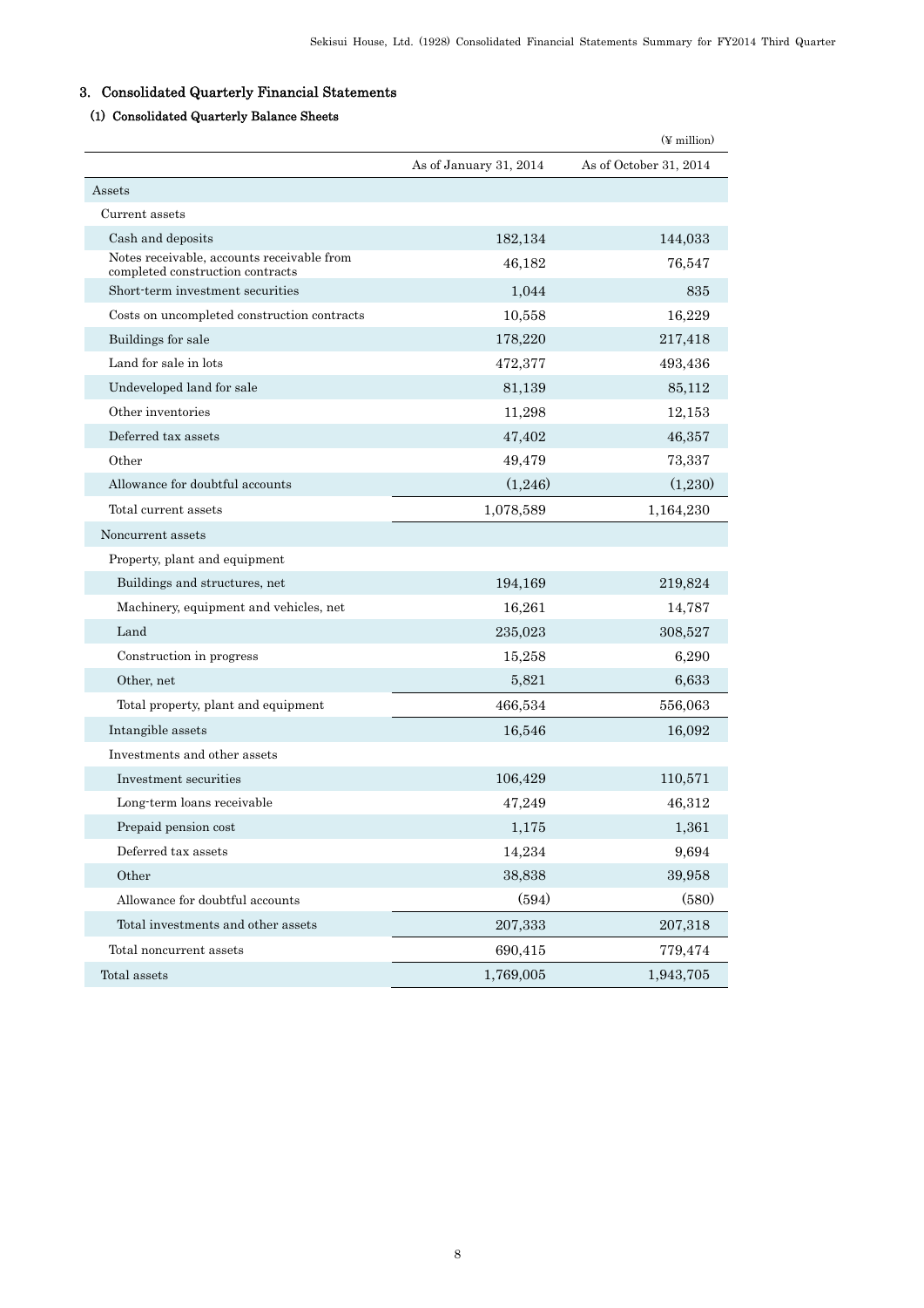## 3. Consolidated Quarterly Financial Statements

### (1) Consolidated Quarterly Balance Sheets

(¥ million)

| | As of January 31, 2014 | As of October 31, 2014 |
|---|---|---|
| Assets | | |
| Current assets | | |
| Cash and deposits | 182,134 | 144,033 |
| Notes receivable, accounts receivable from completed construction contracts | 46,182 | 76,547 |
| Short-term investment securities | 1,044 | 835 |
| Costs on uncompleted construction contracts | 10,558 | 16,229 |
| Buildings for sale | 178,220 | 217,418 |
| Land for sale in lots | 472,377 | 493,436 |
| Undeveloped land for sale | 81,139 | 85,112 |
| Other inventories | 11,298 | 12,153 |
| Deferred tax assets | 47,402 | 46,357 |
| Other | 49,479 | 73,337 |
| Allowance for doubtful accounts | (1,246) | (1,230) |
| Total current assets | 1,078,589 | 1,164,230 |
| Noncurrent assets | | |
| Property, plant and equipment | | |
| Buildings and structures, net | 194,169 | 219,824 |
| Machinery, equipment and vehicles, net | 16,261 | 14,787 |
| Land | 235,023 | 308,527 |
| Construction in progress | 15,258 | 6,290 |
| Other, net | 5,821 | 6,633 |
| Total property, plant and equipment | 466,534 | 556,063 |
| Intangible assets | 16,546 | 16,092 |
| Investments and other assets | | |
| Investment securities | 106,429 | 110,571 |
| Long-term loans receivable | 47,249 | 46,312 |
| Prepaid pension cost | 1,175 | 1,361 |
| Deferred tax assets | 14,234 | 9,694 |
| Other | 38,838 | 39,958 |
| Allowance for doubtful accounts | (594) | (580) |
| Total investments and other assets | 207,333 | 207,318 |
| Total noncurrent assets | 690,415 | 779,474 |
| Total assets | 1,769,005 | 1,943,705 |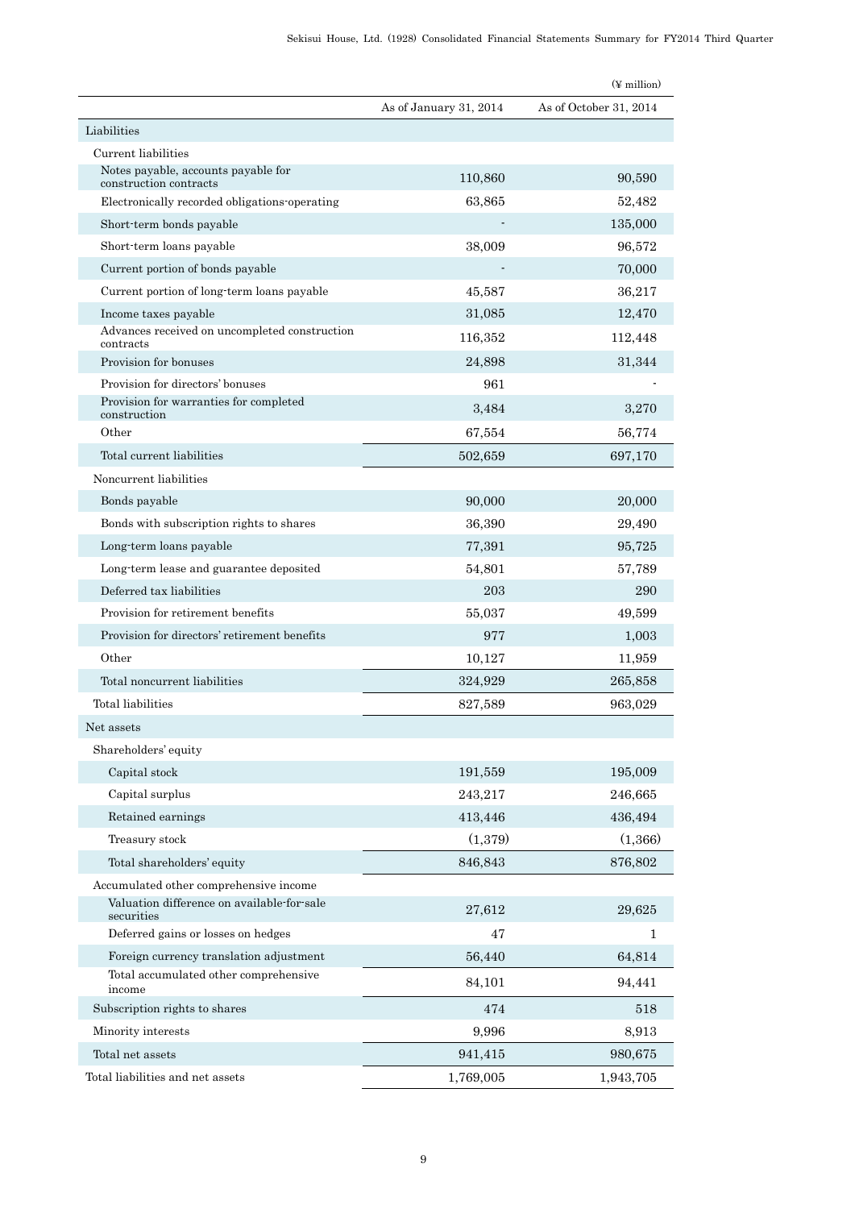(¥ million)

| | As of January 31, 2014 | As of October 31, 2014 |
|---|---|---|
| Liabilities | | |
| Current liabilities | | |
| Notes payable, accounts payable for construction contracts | 110,860 | 90,590 |
| Electronically recorded obligations-operating | 63,865 | 52,482 |
| Short-term bonds payable | - | 135,000 |
| Short-term loans payable | 38,009 | 96,572 |
| Current portion of bonds payable | - | 70,000 |
| Current portion of long-term loans payable | 45,587 | 36,217 |
| Income taxes payable | 31,085 | 12,470 |
| Advances received on uncompleted construction contracts | 116,352 | 112,448 |
| Provision for bonuses | 24,898 | 31,344 |
| Provision for directors' bonuses | 961 | - |
| Provision for warranties for completed construction | 3,484 | 3,270 |
| Other | 67,554 | 56,774 |
| Total current liabilities | 502,659 | 697,170 |
| Noncurrent liabilities | | |
| Bonds payable | 90,000 | 20,000 |
| Bonds with subscription rights to shares | 36,390 | 29,490 |
| Long-term loans payable | 77,391 | 95,725 |
| Long-term lease and guarantee deposited | 54,801 | 57,789 |
| Deferred tax liabilities | 203 | 290 |
| Provision for retirement benefits | 55,037 | 49,599 |
| Provision for directors' retirement benefits | 977 | 1,003 |
| Other | 10,127 | 11,959 |
| Total noncurrent liabilities | 324,929 | 265,858 |
| Total liabilities | 827,589 | 963,029 |
| Net assets | | |
| Shareholders' equity | | |
| Capital stock | 191,559 | 195,009 |
| Capital surplus | 243,217 | 246,665 |
| Retained earnings | 413,446 | 436,494 |
| Treasury stock | (1,379) | (1,366) |
| Total shareholders' equity | 846,843 | 876,802 |
| Accumulated other comprehensive income | | |
| Valuation difference on available-for-sale securities | 27,612 | 29,625 |
| Deferred gains or losses on hedges | 47 | 1 |
| Foreign currency translation adjustment | 56,440 | 64,814 |
| Total accumulated other comprehensive income | 84,101 | 94,441 |
| Subscription rights to shares | 474 | 518 |
| Minority interests | 9,996 | 8,913 |
| Total net assets | 941,415 | 980,675 |
| Total liabilities and net assets | 1,769,005 | 1,943,705 |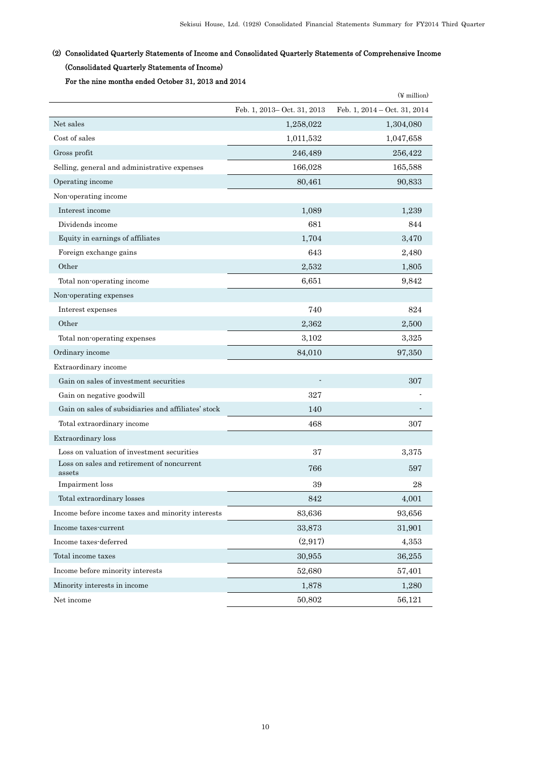### (2) Consolidated Quarterly Statements of Income and Consolidated Quarterly Statements of Comprehensive Income

#### (Consolidated Quarterly Statements of Income)

#### For the nine months ended October 31, 2013 and 2014

(¥ million)

| | Feb. 1, 2013– Oct. 31, 2013 | Feb. 1, 2014 – Oct. 31, 2014 |
|---|---|---|
| Net sales | 1,258,022 | 1,304,080 |
| Cost of sales | 1,011,532 | 1,047,658 |
| Gross profit | 246,489 | 256,422 |
| Selling, general and administrative expenses | 166,028 | 165,588 |
| Operating income | 80,461 | 90,833 |
| Non-operating income | | |
| Interest income | 1,089 | 1,239 |
| Dividends income | 681 | 844 |
| Equity in earnings of affiliates | 1,704 | 3,470 |
| Foreign exchange gains | 643 | 2,480 |
| Other | 2,532 | 1,805 |
| Total non-operating income | 6,651 | 9,842 |
| Non-operating expenses | | |
| Interest expenses | 740 | 824 |
| Other | 2,362 | 2,500 |
| Total non-operating expenses | 3,102 | 3,325 |
| Ordinary income | 84,010 | 97,350 |
| Extraordinary income | | |
| Gain on sales of investment securities | - | 307 |
| Gain on negative goodwill | 327 | - |
| Gain on sales of subsidiaries and affiliates' stock | 140 | - |
| Total extraordinary income | 468 | 307 |
| Extraordinary loss | | |
| Loss on valuation of investment securities | 37 | 3,375 |
| Loss on sales and retirement of noncurrent assets | 766 | 597 |
| Impairment loss | 39 | 28 |
| Total extraordinary losses | 842 | 4,001 |
| Income before income taxes and minority interests | 83,636 | 93,656 |
| Income taxes-current | 33,873 | 31,901 |
| Income taxes-deferred | (2,917) | 4,353 |
| Total income taxes | 30,955 | 36,255 |
| Income before minority interests | 52,680 | 57,401 |
| Minority interests in income | 1,878 | 1,280 |
| Net income | 50,802 | 56,121 |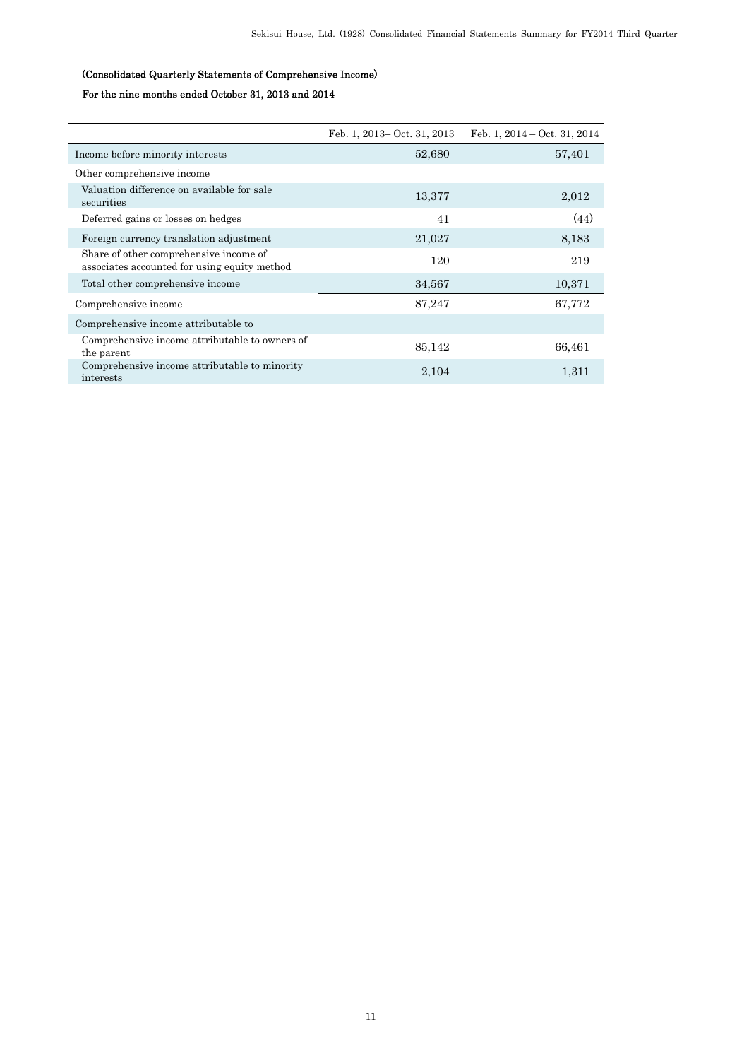**(Consolidated Quarterly Statements of Comprehensive Income)**

**For the nine months ended October 31, 2013 and 2014**

| | Feb. 1, 2013– Oct. 31, 2013 | Feb. 1, 2014 – Oct. 31, 2014 |
|---|---|---|
| Income before minority interests | 52,680 | 57,401 |
| Other comprehensive income | | |
| Valuation difference on available-for-sale securities | 13,377 | 2,012 |
| Deferred gains or losses on hedges | 41 | (44) |
| Foreign currency translation adjustment | 21,027 | 8,183 |
| Share of other comprehensive income of associates accounted for using equity method | 120 | 219 |
| Total other comprehensive income | 34,567 | 10,371 |
| Comprehensive income | 87,247 | 67,772 |
| Comprehensive income attributable to | | |
| Comprehensive income attributable to owners of the parent | 85,142 | 66,461 |
| Comprehensive income attributable to minority interests | 2,104 | 1,311 |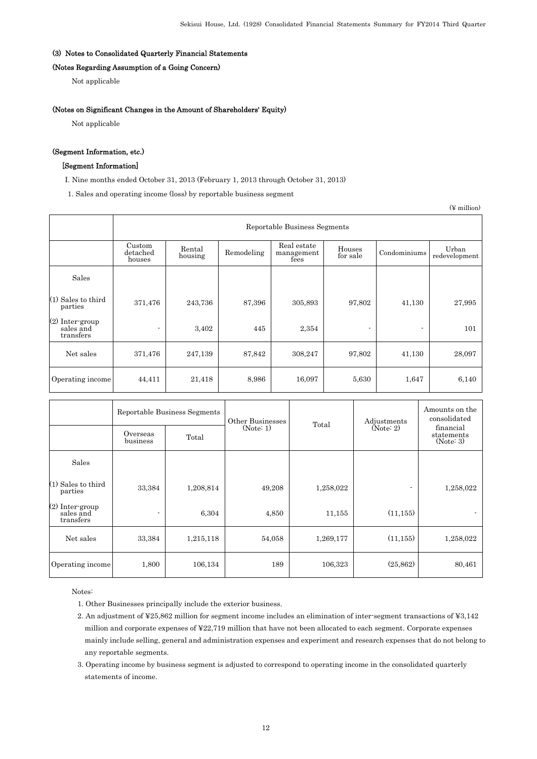### (3) Notes to Consolidated Quarterly Financial Statements

#### (Notes Regarding Assumption of a Going Concern)

Not applicable

#### (Notes on Significant Changes in the Amount of Shareholders' Equity)

Not applicable

#### (Segment Information, etc.)

##### [Segment Information]

I. Nine months ended October 31, 2013 (February 1, 2013 through October 31, 2013)

1. Sales and operating income (loss) by reportable business segment

(¥ million)

| | Reportable Business Segments | | | | | | |
|---|---|---|---|---|---|---|---|
| | Custom detached houses | Rental housing | Remodeling | Real estate management fees | Houses for sale | Condominiums | Urban redevelopment |
| Sales | | | | | | | |
| (1) Sales to third parties | 371,476 | 243,736 | 87,396 | 305,893 | 97,802 | 41,130 | 27,995 |
| (2) Inter-group sales and transfers | - | 3,402 | 445 | 2,354 | - | - | 101 |
| Net sales | 371,476 | 247,139 | 87,842 | 308,247 | 97,802 | 41,130 | 28,097 |
| Operating income | 44,411 | 21,418 | 8,986 | 16,097 | 5,630 | 1,647 | 6,140 |

| | Reportable Business Segments | | Other Businesses (Note: 1) | Total | Adjustments (Note: 2) | Amounts on the consolidated financial statements (Note: 3) |
|---|---|---|---|---|---|---|
| | Overseas business | Total | | | | |
| Sales | | | | | | |
| (1) Sales to third parties | 33,384 | 1,208,814 | 49,208 | 1,258,022 | - | 1,258,022 |
| (2) Inter-group sales and transfers | - | 6,304 | 4,850 | 11,155 | (11,155) | - |
| Net sales | 33,384 | 1,215,118 | 54,058 | 1,269,177 | (11,155) | 1,258,022 |
| Operating income | 1,800 | 106,134 | 189 | 106,323 | (25,862) | 80,461 |

Notes:

1. Other Businesses principally include the exterior business.
2. An adjustment of ¥25,862 million for segment income includes an elimination of inter-segment transactions of ¥3,142 million and corporate expenses of ¥22,719 million that have not been allocated to each segment. Corporate expenses mainly include selling, general and administration expenses and experiment and research expenses that do not belong to any reportable segments.
3. Operating income by business segment is adjusted to correspond to operating income in the consolidated quarterly statements of income.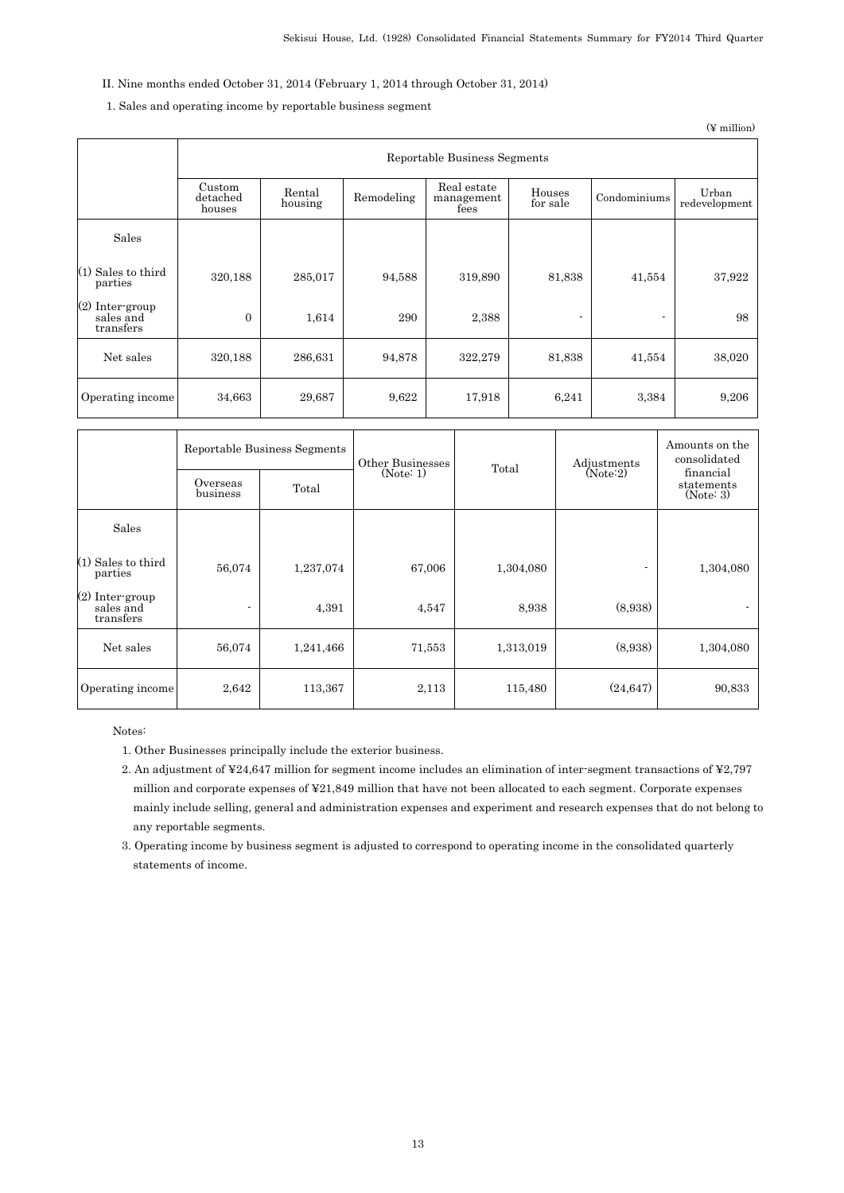II. Nine months ended October 31, 2014 (February 1, 2014 through October 31, 2014)

1. Sales and operating income by reportable business segment

(¥ million)

| | Reportable Business Segments | | | | | | |
|---|---|---|---|---|---|---|---|
| | Custom detached houses | Rental housing | Remodeling | Real estate management fees | Houses for sale | Condominiums | Urban redevelopment |
| Sales | | | | | | | |
| (1) Sales to third parties | 320,188 | 285,017 | 94,588 | 319,890 | 81,838 | 41,554 | 37,922 |
| (2) Inter-group sales and transfers | 0 | 1,614 | 290 | 2,388 | - | - | 98 |
| Net sales | 320,188 | 286,631 | 94,878 | 322,279 | 81,838 | 41,554 | 38,020 |
| Operating income | 34,663 | 29,687 | 9,622 | 17,918 | 6,241 | 3,384 | 9,206 |

| | Reportable Business Segments | | Other Businesses (Note: 1) | Total | Adjustments (Note:2) | Amounts on the consolidated financial statements (Note: 3) |
|---|---|---|---|---|---|---|
| | Overseas business | Total | | | | |
| Sales | | | | | | |
| (1) Sales to third parties | 56,074 | 1,237,074 | 67,006 | 1,304,080 | - | 1,304,080 |
| (2) Inter-group sales and transfers | - | 4,391 | 4,547 | 8,938 | (8,938) | - |
| Net sales | 56,074 | 1,241,466 | 71,553 | 1,313,019 | (8,938) | 1,304,080 |
| Operating income | 2,642 | 113,367 | 2,113 | 115,480 | (24,647) | 90,833 |

Notes:

1. Other Businesses principally include the exterior business.
2. An adjustment of ¥24,647 million for segment income includes an elimination of inter-segment transactions of ¥2,797 million and corporate expenses of ¥21,849 million that have not been allocated to each segment. Corporate expenses mainly include selling, general and administration expenses and experiment and research expenses that do not belong to any reportable segments.
3. Operating income by business segment is adjusted to correspond to operating income in the consolidated quarterly statements of income.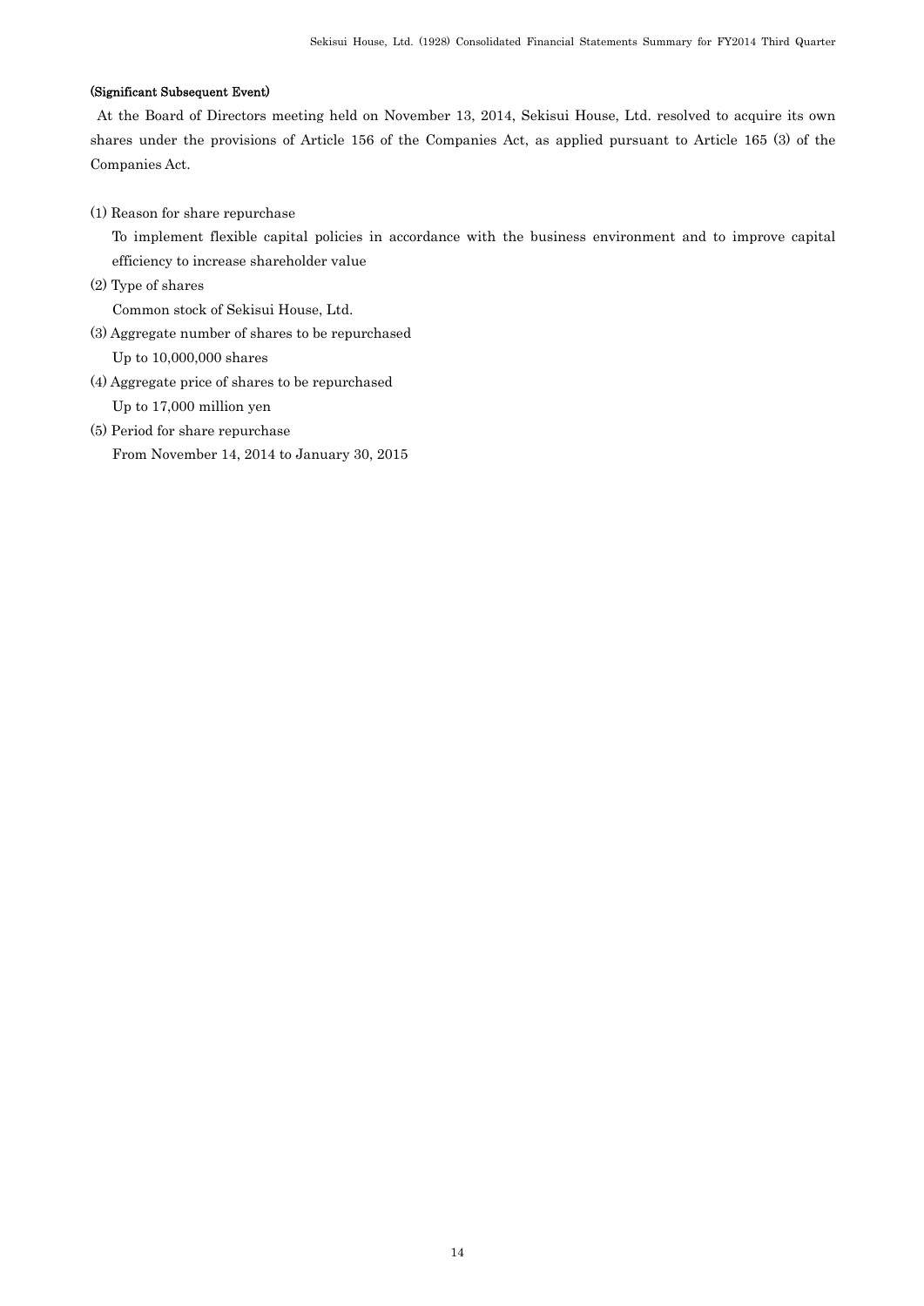### (Significant Subsequent Event)

At the Board of Directors meeting held on November 13, 2014, Sekisui House, Ltd. resolved to acquire its own shares under the provisions of Article 156 of the Companies Act, as applied pursuant to Article 165 (3) of the Companies Act.

(1) Reason for share repurchase

To implement flexible capital policies in accordance with the business environment and to improve capital efficiency to increase shareholder value

(2) Type of shares

Common stock of Sekisui House, Ltd.

(3) Aggregate number of shares to be repurchased

Up to 10,000,000 shares

(4) Aggregate price of shares to be repurchased

Up to 17,000 million yen

(5) Period for share repurchase

From November 14, 2014 to January 30, 2015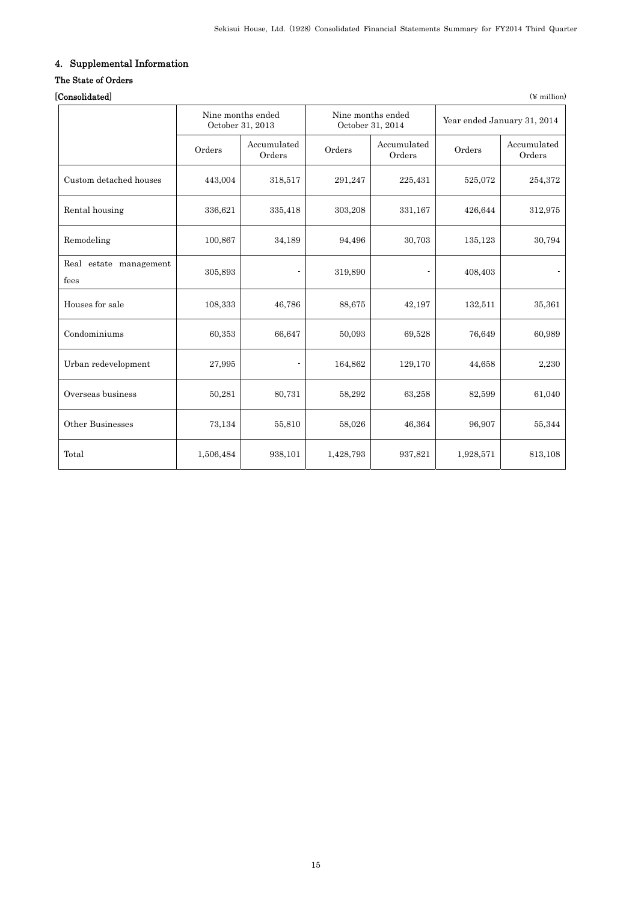## 4. Supplemental Information

### The State of Orders

**[Consolidated]**

(¥ million)

| | Nine months ended October 31, 2013 | | Nine months ended October 31, 2014 | | Year ended January 31, 2014 | |
|---|---|---|---|---|---|---|
| | Orders | Accumulated Orders | Orders | Accumulated Orders | Orders | Accumulated Orders |
| Custom detached houses | 443,004 | 318,517 | 291,247 | 225,431 | 525,072 | 254,372 |
| Rental housing | 336,621 | 335,418 | 303,208 | 331,167 | 426,644 | 312,975 |
| Remodeling | 100,867 | 34,189 | 94,496 | 30,703 | 135,123 | 30,794 |
| Real estate management fees | 305,893 | - | 319,890 | - | 408,403 | - |
| Houses for sale | 108,333 | 46,786 | 88,675 | 42,197 | 132,511 | 35,361 |
| Condominiums | 60,353 | 66,647 | 50,093 | 69,528 | 76,649 | 60,989 |
| Urban redevelopment | 27,995 | - | 164,862 | 129,170 | 44,658 | 2,230 |
| Overseas business | 50,281 | 80,731 | 58,292 | 63,258 | 82,599 | 61,040 |
| Other Businesses | 73,134 | 55,810 | 58,026 | 46,364 | 96,907 | 55,344 |
| Total | 1,506,484 | 938,101 | 1,428,793 | 937,821 | 1,928,571 | 813,108 |